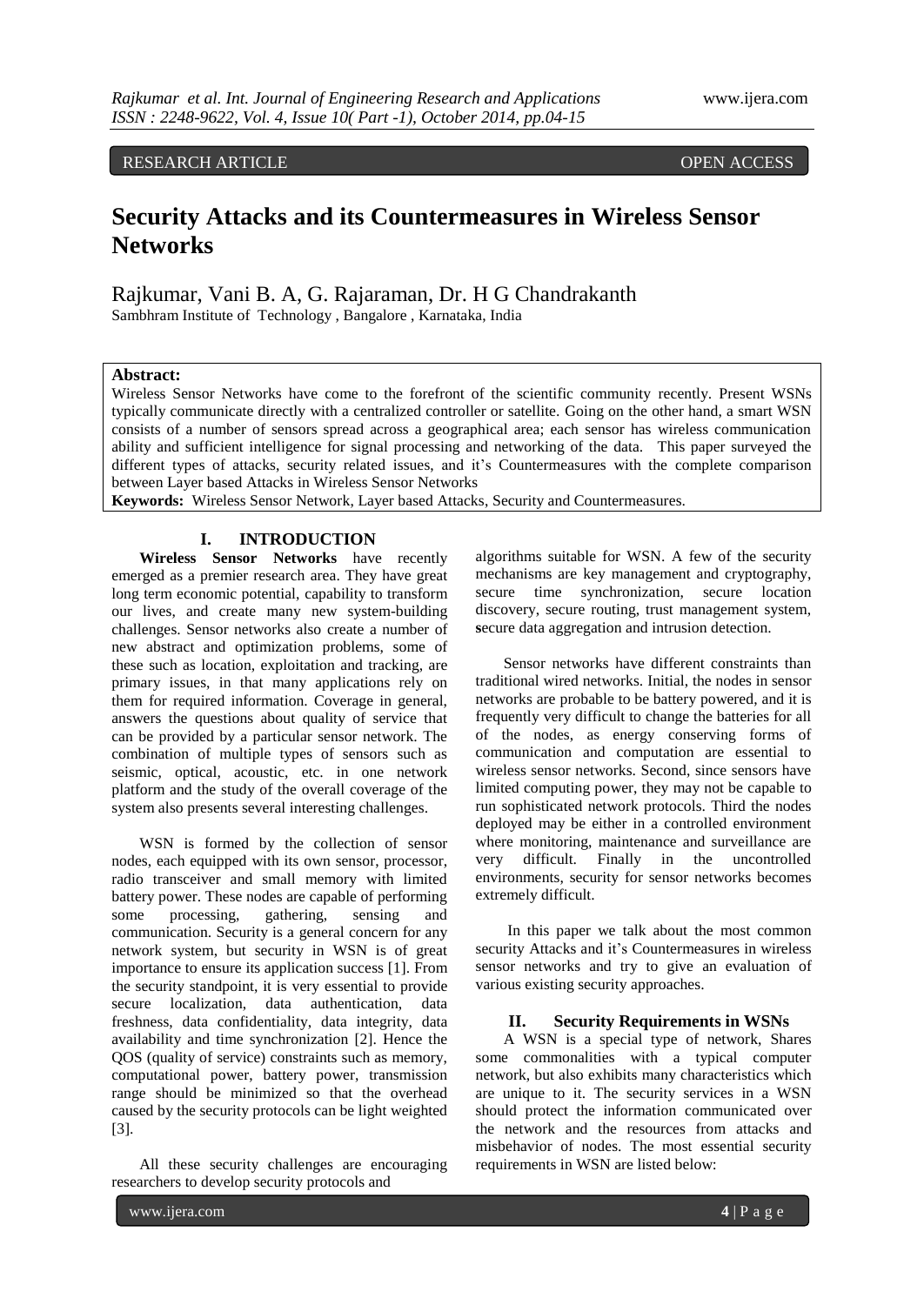RESEARCH ARTICLE OPEN ACCESS

# Security Attacks and its Countermeasures in Wireless Sensor Networks

Rajkumar, Vani B. A, G. Rajaraman, Dr. H G Chandrakanth

Sambhram Institute of Technology , Bangalore , Karnataka, India

**Abstract:**

Wireless Sensor Networks have come to the forefront of the scientific community recently. Present WSNs typically communicate directly with a centralized controller or satellite. Going on the other hand, a smart WSN consists of a number of sensors spread across a geographical area; each sensor has wireless communication ability and sufficient intelligence for signal processing and networking of the data. This paper surveyed the different types of attacks, security related issues, and it's Countermeasures with the complete comparison between Layer based Attacks in Wireless Sensor Networks

**Keywords:** Wireless Sensor Network, Layer based Attacks, Security and Countermeasures.

## I. INTRODUCTION

**Wireless Sensor Networks** have recently emerged as a premier research area. They have great long term economic potential, capability to transform our lives, and create many new system-building challenges. Sensor networks also create a number of new abstract and optimization problems, some of these such as location, exploitation and tracking, are primary issues, in that many applications rely on them for required information. Coverage in general, answers the questions about quality of service that can be provided by a particular sensor network. The combination of multiple types of sensors such as seismic, optical, acoustic, etc. in one network platform and the study of the overall coverage of the system also presents several interesting challenges.

WSN is formed by the collection of sensor nodes, each equipped with its own sensor, processor, radio transceiver and small memory with limited battery power. These nodes are capable of performing some processing, gathering, sensing and communication. Security is a general concern for any network system, but security in WSN is of great importance to ensure its application success [1]. From the security standpoint, it is very essential to provide secure localization, data authentication, data freshness, data confidentiality, data integrity, data availability and time synchronization [2]. Hence the QOS (quality of service) constraints such as memory, computational power, battery power, transmission range should be minimized so that the overhead caused by the security protocols can be light weighted [3].

All these security challenges are encouraging researchers to develop security protocols and algorithms suitable for WSN. A few of the security mechanisms are key management and cryptography, secure time synchronization, secure location discovery, secure routing, trust management system, **s**ecure data aggregation and intrusion detection.

Sensor networks have different constraints than traditional wired networks. Initial, the nodes in sensor networks are probable to be battery powered, and it is frequently very difficult to change the batteries for all of the nodes, as energy conserving forms of communication and computation are essential to wireless sensor networks. Second, since sensors have limited computing power, they may not be capable to run sophisticated network protocols. Third the nodes deployed may be either in a controlled environment where monitoring, maintenance and surveillance are very difficult. Finally in the uncontrolled environments, security for sensor networks becomes extremely difficult.

In this paper we talk about the most common security Attacks and it's Countermeasures in wireless sensor networks and try to give an evaluation of various existing security approaches.

## II. Security Requirements in WSNs

A WSN is a special type of network, Shares some commonalities with a typical computer network, but also exhibits many characteristics which are unique to it. The security services in a WSN should protect the information communicated over the network and the resources from attacks and misbehavior of nodes. The most essential security requirements in WSN are listed below: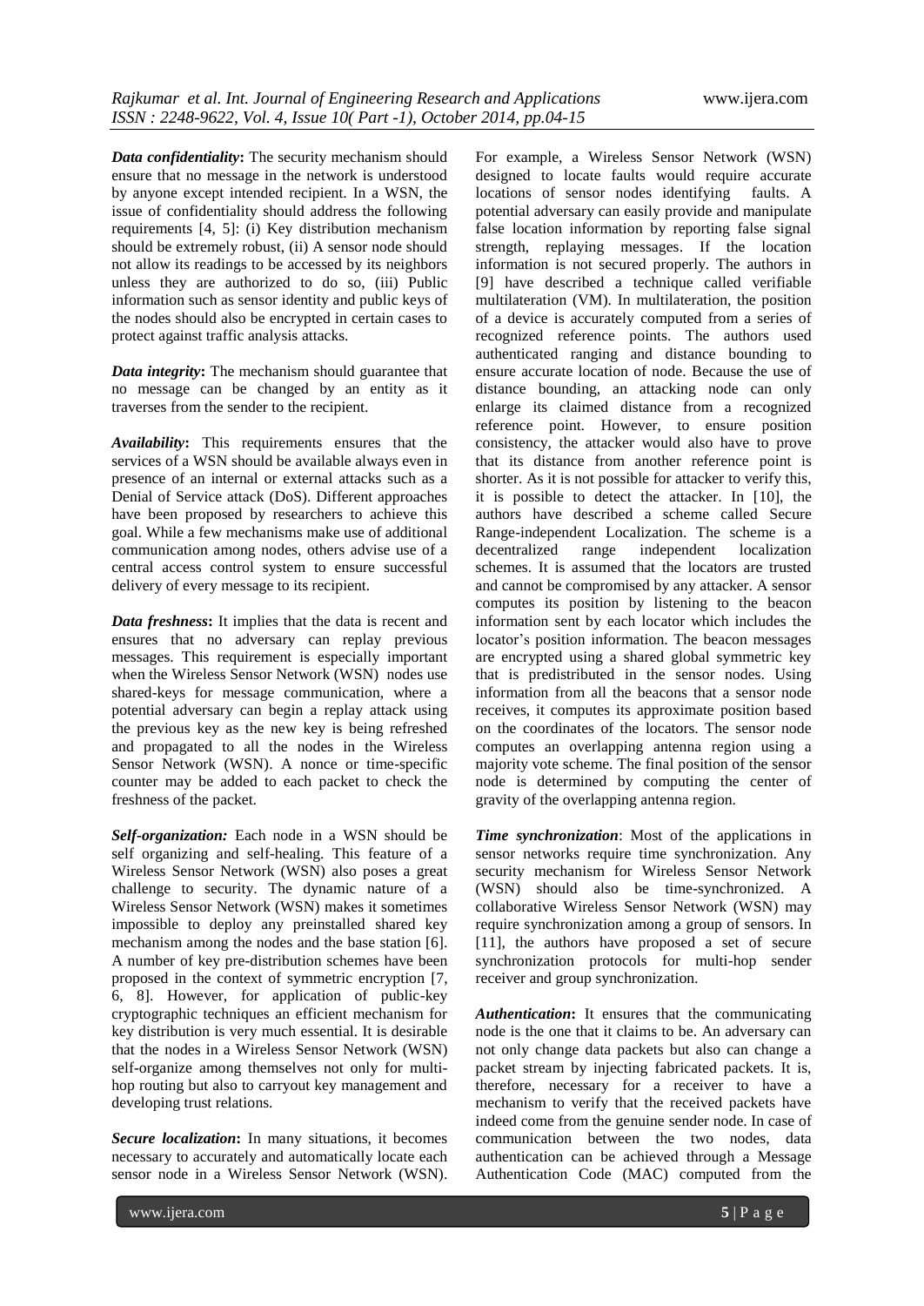***Data confidentiality*:** The security mechanism should ensure that no message in the network is understood by anyone except intended recipient. In a WSN, the issue of confidentiality should address the following requirements [4, 5]: (i) Key distribution mechanism should be extremely robust, (ii) A sensor node should not allow its readings to be accessed by its neighbors unless they are authorized to do so, (iii) Public information such as sensor identity and public keys of the nodes should also be encrypted in certain cases to protect against traffic analysis attacks.

***Data integrity*:** The mechanism should guarantee that no message can be changed by an entity as it traverses from the sender to the recipient.

***Availability*:** This requirements ensures that the services of a WSN should be available always even in presence of an internal or external attacks such as a Denial of Service attack (DoS). Different approaches have been proposed by researchers to achieve this goal. While a few mechanisms make use of additional communication among nodes, others advise use of a central access control system to ensure successful delivery of every message to its recipient.

***Data freshness*:** It implies that the data is recent and ensures that no adversary can replay previous messages. This requirement is especially important when the Wireless Sensor Network (WSN) nodes use shared-keys for message communication, where a potential adversary can begin a replay attack using the previous key as the new key is being refreshed and propagated to all the nodes in the Wireless Sensor Network (WSN). A nonce or time-specific counter may be added to each packet to check the freshness of the packet.

***Self-organization:*** Each node in a WSN should be self organizing and self-healing. This feature of a Wireless Sensor Network (WSN) also poses a great challenge to security. The dynamic nature of a Wireless Sensor Network (WSN) makes it sometimes impossible to deploy any preinstalled shared key mechanism among the nodes and the base station [6]. A number of key pre-distribution schemes have been proposed in the context of symmetric encryption [7, 6, 8]. However, for application of public-key cryptographic techniques an efficient mechanism for key distribution is very much essential. It is desirable that the nodes in a Wireless Sensor Network (WSN) self-organize among themselves not only for multi-hop routing but also to carryout key management and developing trust relations.

***Secure localization*:** In many situations, it becomes necessary to accurately and automatically locate each sensor node in a Wireless Sensor Network (WSN). For example, a Wireless Sensor Network (WSN) designed to locate faults would require accurate locations of sensor nodes identifying faults. A potential adversary can easily provide and manipulate false location information by reporting false signal strength, replaying messages. If the location information is not secured properly. The authors in [9] have described a technique called verifiable multilateration (VM). In multilateration, the position of a device is accurately computed from a series of recognized reference points. The authors used authenticated ranging and distance bounding to ensure accurate location of node. Because the use of distance bounding, an attacking node can only enlarge its claimed distance from a recognized reference point. However, to ensure position consistency, the attacker would also have to prove that its distance from another reference point is shorter. As it is not possible for attacker to verify this, it is possible to detect the attacker. In [10], the authors have described a scheme called Secure Range-independent Localization. The scheme is a decentralized range independent localization schemes. It is assumed that the locators are trusted and cannot be compromised by any attacker. A sensor computes its position by listening to the beacon information sent by each locator which includes the locator's position information. The beacon messages are encrypted using a shared global symmetric key that is predistributed in the sensor nodes. Using information from all the beacons that a sensor node receives, it computes its approximate position based on the coordinates of the locators. The sensor node computes an overlapping antenna region using a majority vote scheme. The final position of the sensor node is determined by computing the center of gravity of the overlapping antenna region.

***Time synchronization***: Most of the applications in sensor networks require time synchronization. Any security mechanism for Wireless Sensor Network (WSN) should also be time-synchronized. A collaborative Wireless Sensor Network (WSN) may require synchronization among a group of sensors. In [11], the authors have proposed a set of secure synchronization protocols for multi-hop sender receiver and group synchronization.

***Authentication*:** It ensures that the communicating node is the one that it claims to be. An adversary can not only change data packets but also can change a packet stream by injecting fabricated packets. It is, therefore, necessary for a receiver to have a mechanism to verify that the received packets have indeed come from the genuine sender node. In case of communication between the two nodes, data authentication can be achieved through a Message Authentication Code (MAC) computed from the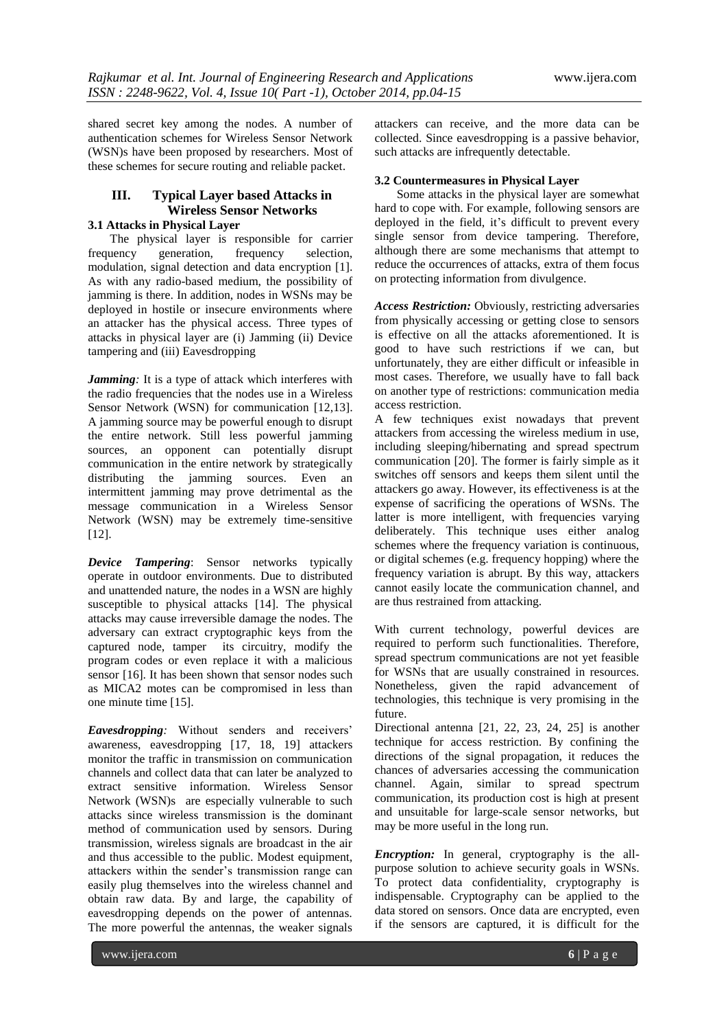shared secret key among the nodes. A number of authentication schemes for Wireless Sensor Network (WSN)s have been proposed by researchers. Most of these schemes for secure routing and reliable packet.

## III. Typical Layer based Attacks in Wireless Sensor Networks

### 3.1 Attacks in Physical Layer

The physical layer is responsible for carrier frequency generation, frequency selection, modulation, signal detection and data encryption [1]. As with any radio-based medium, the possibility of jamming is there. In addition, nodes in WSNs may be deployed in hostile or insecure environments where an attacker has the physical access. Three types of attacks in physical layer are (i) Jamming (ii) Device tampering and (iii) Eavesdropping

***Jamming:*** It is a type of attack which interferes with the radio frequencies that the nodes use in a Wireless Sensor Network (WSN) for communication [12,13]. A jamming source may be powerful enough to disrupt the entire network. Still less powerful jamming sources, an opponent can potentially disrupt communication in the entire network by strategically distributing the jamming sources. Even an intermittent jamming may prove detrimental as the message communication in a Wireless Sensor Network (WSN) may be extremely time-sensitive [12].

***Device Tampering***: Sensor networks typically operate in outdoor environments. Due to distributed and unattended nature, the nodes in a WSN are highly susceptible to physical attacks [14]. The physical attacks may cause irreversible damage the nodes. The adversary can extract cryptographic keys from the captured node, tamper its circuitry, modify the program codes or even replace it with a malicious sensor [16]. It has been shown that sensor nodes such as MICA2 motes can be compromised in less than one minute time [15].

***Eavesdropping:*** Without senders and receivers' awareness, eavesdropping [17, 18, 19] attackers monitor the traffic in transmission on communication channels and collect data that can later be analyzed to extract sensitive information. Wireless Sensor Network (WSN)s are especially vulnerable to such attacks since wireless transmission is the dominant method of communication used by sensors. During transmission, wireless signals are broadcast in the air and thus accessible to the public. Modest equipment, attackers within the sender's transmission range can easily plug themselves into the wireless channel and obtain raw data. By and large, the capability of eavesdropping depends on the power of antennas. The more powerful the antennas, the weaker signals attackers can receive, and the more data can be collected. Since eavesdropping is a passive behavior, such attacks are infrequently detectable.

### 3.2 Countermeasures in Physical Layer

Some attacks in the physical layer are somewhat hard to cope with. For example, following sensors are deployed in the field, it's difficult to prevent every single sensor from device tampering. Therefore, although there are some mechanisms that attempt to reduce the occurrences of attacks, extra of them focus on protecting information from divulgence.

***Access Restriction:*** Obviously, restricting adversaries from physically accessing or getting close to sensors is effective on all the attacks aforementioned. It is good to have such restrictions if we can, but unfortunately, they are either difficult or infeasible in most cases. Therefore, we usually have to fall back on another type of restrictions: communication media access restriction.

A few techniques exist nowadays that prevent attackers from accessing the wireless medium in use, including sleeping/hibernating and spread spectrum communication [20]. The former is fairly simple as it switches off sensors and keeps them silent until the attackers go away. However, its effectiveness is at the expense of sacrificing the operations of WSNs. The latter is more intelligent, with frequencies varying deliberately. This technique uses either analog schemes where the frequency variation is continuous, or digital schemes (e.g. frequency hopping) where the frequency variation is abrupt. By this way, attackers cannot easily locate the communication channel, and are thus restrained from attacking.

With current technology, powerful devices are required to perform such functionalities. Therefore, spread spectrum communications are not yet feasible for WSNs that are usually constrained in resources. Nonetheless, given the rapid advancement of technologies, this technique is very promising in the future.

Directional antenna [21, 22, 23, 24, 25] is another technique for access restriction. By confining the directions of the signal propagation, it reduces the chances of adversaries accessing the communication channel. Again, similar to spread spectrum communication, its production cost is high at present and unsuitable for large-scale sensor networks, but may be more useful in the long run.

***Encryption:*** In general, cryptography is the all-purpose solution to achieve security goals in WSNs. To protect data confidentiality, cryptography is indispensable. Cryptography can be applied to the data stored on sensors. Once data are encrypted, even if the sensors are captured, it is difficult for the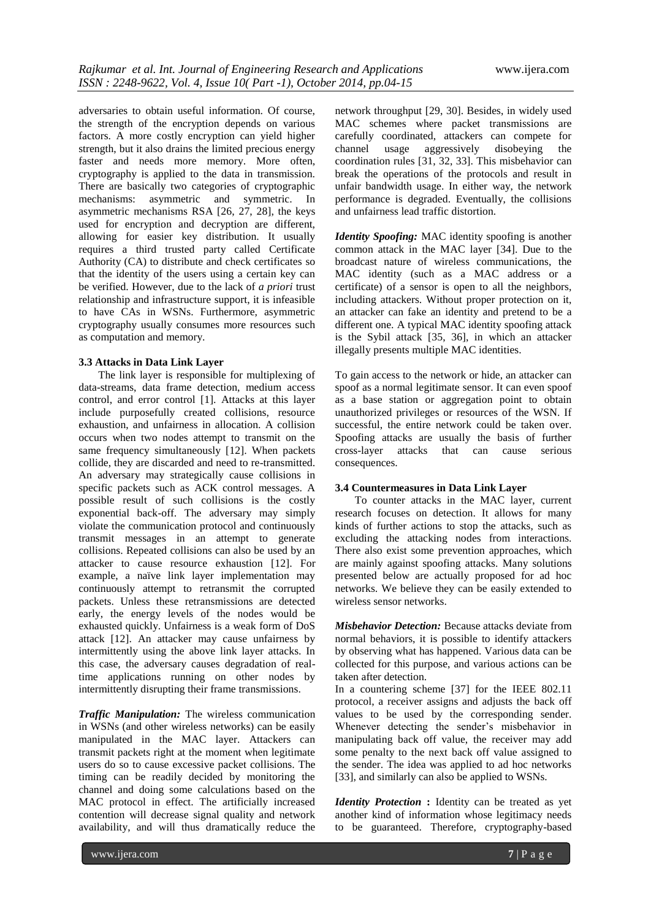adversaries to obtain useful information. Of course, the strength of the encryption depends on various factors. A more costly encryption can yield higher strength, but it also drains the limited precious energy faster and needs more memory. More often, cryptography is applied to the data in transmission. There are basically two categories of cryptographic mechanisms: asymmetric and symmetric. In asymmetric mechanisms RSA [26, 27, 28], the keys used for encryption and decryption are different, allowing for easier key distribution. It usually requires a third trusted party called Certificate Authority (CA) to distribute and check certificates so that the identity of the users using a certain key can be verified. However, due to the lack of *a priori* trust relationship and infrastructure support, it is infeasible to have CAs in WSNs. Furthermore, asymmetric cryptography usually consumes more resources such as computation and memory.

### 3.3 Attacks in Data Link Layer

The link layer is responsible for multiplexing of data-streams, data frame detection, medium access control, and error control [1]. Attacks at this layer include purposefully created collisions, resource exhaustion, and unfairness in allocation. A collision occurs when two nodes attempt to transmit on the same frequency simultaneously [12]. When packets collide, they are discarded and need to re-transmitted. An adversary may strategically cause collisions in specific packets such as ACK control messages. A possible result of such collisions is the costly exponential back-off. The adversary may simply violate the communication protocol and continuously transmit messages in an attempt to generate collisions. Repeated collisions can also be used by an attacker to cause resource exhaustion [12]. For example, a naïve link layer implementation may continuously attempt to retransmit the corrupted packets. Unless these retransmissions are detected early, the energy levels of the nodes would be exhausted quickly. Unfairness is a weak form of DoS attack [12]. An attacker may cause unfairness by intermittently using the above link layer attacks. In this case, the adversary causes degradation of real-time applications running on other nodes by intermittently disrupting their frame transmissions.

***Traffic Manipulation:*** The wireless communication in WSNs (and other wireless networks) can be easily manipulated in the MAC layer. Attackers can transmit packets right at the moment when legitimate users do so to cause excessive packet collisions. The timing can be readily decided by monitoring the channel and doing some calculations based on the MAC protocol in effect. The artificially increased contention will decrease signal quality and network availability, and will thus dramatically reduce the network throughput [29, 30]. Besides, in widely used MAC schemes where packet transmissions are carefully coordinated, attackers can compete for channel usage aggressively disobeying the coordination rules [31, 32, 33]. This misbehavior can break the operations of the protocols and result in unfair bandwidth usage. In either way, the network performance is degraded. Eventually, the collisions and unfairness lead traffic distortion.

***Identity Spoofing:*** MAC identity spoofing is another common attack in the MAC layer [34]. Due to the broadcast nature of wireless communications, the MAC identity (such as a MAC address or a certificate) of a sensor is open to all the neighbors, including attackers. Without proper protection on it, an attacker can fake an identity and pretend to be a different one. A typical MAC identity spoofing attack is the Sybil attack [35, 36], in which an attacker illegally presents multiple MAC identities.

To gain access to the network or hide, an attacker can spoof as a normal legitimate sensor. It can even spoof as a base station or aggregation point to obtain unauthorized privileges or resources of the WSN. If successful, the entire network could be taken over. Spoofing attacks are usually the basis of further cross-layer attacks that can cause serious consequences.

### 3.4 Countermeasures in Data Link Layer

To counter attacks in the MAC layer, current research focuses on detection. It allows for many kinds of further actions to stop the attacks, such as excluding the attacking nodes from interactions. There also exist some prevention approaches, which are mainly against spoofing attacks. Many solutions presented below are actually proposed for ad hoc networks. We believe they can be easily extended to wireless sensor networks.

***Misbehavior Detection:*** Because attacks deviate from normal behaviors, it is possible to identify attackers by observing what has happened. Various data can be collected for this purpose, and various actions can be taken after detection.

In a countering scheme [37] for the IEEE 802.11 protocol, a receiver assigns and adjusts the back off values to be used by the corresponding sender. Whenever detecting the sender's misbehavior in manipulating back off value, the receiver may add some penalty to the next back off value assigned to the sender. The idea was applied to ad hoc networks [33], and similarly can also be applied to WSNs.

***Identity Protection*** **:** Identity can be treated as yet another kind of information whose legitimacy needs to be guaranteed. Therefore, cryptography-based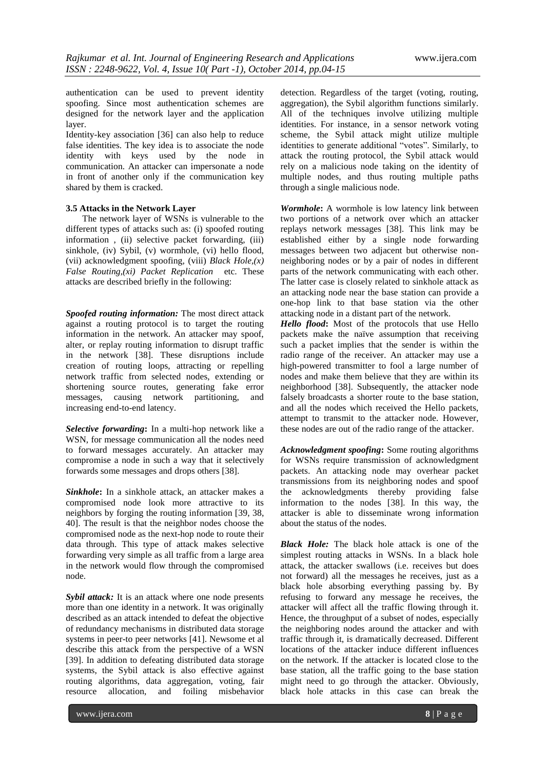authentication can be used to prevent identity spoofing. Since most authentication schemes are designed for the network layer and the application layer.

Identity-key association [36] can also help to reduce false identities. The key idea is to associate the node identity with keys used by the node in communication. An attacker can impersonate a node in front of another only if the communication key shared by them is cracked.

### 3.5 Attacks in the Network Layer

The network layer of WSNs is vulnerable to the different types of attacks such as: (i) spoofed routing information , (ii) selective packet forwarding, (iii) sinkhole, (iv) Sybil, (v) wormhole, (vi) hello flood, (vii) acknowledgment spoofing, (viii) *Black Hole,(x) False Routing,(xi) Packet Replication* etc. These attacks are described briefly in the following:

***Spoofed routing information:*** The most direct attack against a routing protocol is to target the routing information in the network. An attacker may spoof, alter, or replay routing information to disrupt traffic in the network [38]. These disruptions include creation of routing loops, attracting or repelling network traffic from selected nodes, extending or shortening source routes, generating fake error messages, causing network partitioning, and increasing end-to-end latency.

***Selective forwarding*:** In a multi-hop network like a WSN, for message communication all the nodes need to forward messages accurately. An attacker may compromise a node in such a way that it selectively forwards some messages and drops others [38].

***Sinkhole*:** In a sinkhole attack, an attacker makes a compromised node look more attractive to its neighbors by forging the routing information [39, 38, 40]. The result is that the neighbor nodes choose the compromised node as the next-hop node to route their data through. This type of attack makes selective forwarding very simple as all traffic from a large area in the network would flow through the compromised node.

***Sybil attack:*** It is an attack where one node presents more than one identity in a network. It was originally described as an attack intended to defeat the objective of redundancy mechanisms in distributed data storage systems in peer-to peer networks [41]. Newsome et al describe this attack from the perspective of a WSN [39]. In addition to defeating distributed data storage systems, the Sybil attack is also effective against routing algorithms, data aggregation, voting, fair resource allocation, and foiling misbehavior detection. Regardless of the target (voting, routing, aggregation), the Sybil algorithm functions similarly. All of the techniques involve utilizing multiple identities. For instance, in a sensor network voting scheme, the Sybil attack might utilize multiple identities to generate additional "votes". Similarly, to attack the routing protocol, the Sybil attack would rely on a malicious node taking on the identity of multiple nodes, and thus routing multiple paths through a single malicious node.

***Wormhole*:** A wormhole is low latency link between two portions of a network over which an attacker replays network messages [38]. This link may be established either by a single node forwarding messages between two adjacent but otherwise non-neighboring nodes or by a pair of nodes in different parts of the network communicating with each other. The latter case is closely related to sinkhole attack as an attacking node near the base station can provide a one-hop link to that base station via the other attacking node in a distant part of the network.

***Hello flood*:** Most of the protocols that use Hello packets make the naïve assumption that receiving such a packet implies that the sender is within the radio range of the receiver. An attacker may use a high-powered transmitter to fool a large number of nodes and make them believe that they are within its neighborhood [38]. Subsequently, the attacker node falsely broadcasts a shorter route to the base station, and all the nodes which received the Hello packets, attempt to transmit to the attacker node. However, these nodes are out of the radio range of the attacker.

***Acknowledgment spoofing*:** Some routing algorithms for WSNs require transmission of acknowledgment packets. An attacking node may overhear packet transmissions from its neighboring nodes and spoof the acknowledgments thereby providing false information to the nodes [38]. In this way, the attacker is able to disseminate wrong information about the status of the nodes.

***Black Hole:*** The black hole attack is one of the simplest routing attacks in WSNs. In a black hole attack, the attacker swallows (i.e. receives but does not forward) all the messages he receives, just as a black hole absorbing everything passing by. By refusing to forward any message he receives, the attacker will affect all the traffic flowing through it. Hence, the throughput of a subset of nodes, especially the neighboring nodes around the attacker and with traffic through it, is dramatically decreased. Different locations of the attacker induce different influences on the network. If the attacker is located close to the base station, all the traffic going to the base station might need to go through the attacker. Obviously, black hole attacks in this case can break the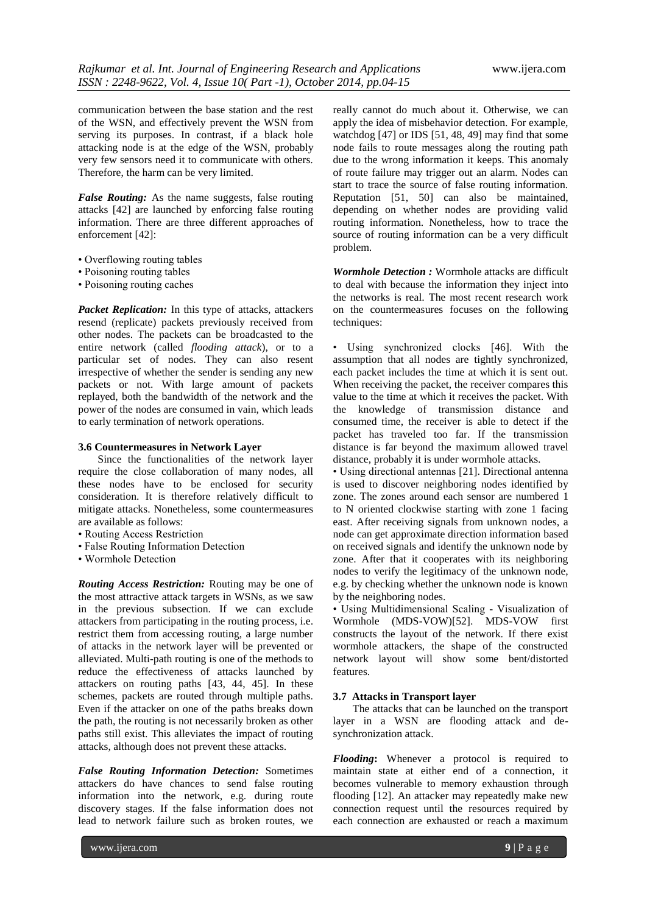communication between the base station and the rest of the WSN, and effectively prevent the WSN from serving its purposes. In contrast, if a black hole attacking node is at the edge of the WSN, probably very few sensors need it to communicate with others. Therefore, the harm can be very limited.

***False Routing:*** As the name suggests, false routing attacks [42] are launched by enforcing false routing information. There are three different approaches of enforcement [42]:

- Overflowing routing tables
- Poisoning routing tables
- Poisoning routing caches

***Packet Replication:*** In this type of attacks, attackers resend (replicate) packets previously received from other nodes. The packets can be broadcasted to the entire network (called *flooding attack*), or to a particular set of nodes. They can also resent irrespective of whether the sender is sending any new packets or not. With large amount of packets replayed, both the bandwidth of the network and the power of the nodes are consumed in vain, which leads to early termination of network operations.

### 3.6 Countermeasures in Network Layer

Since the functionalities of the network layer require the close collaboration of many nodes, all these nodes have to be enclosed for security consideration. It is therefore relatively difficult to mitigate attacks. Nonetheless, some countermeasures are available as follows:

- Routing Access Restriction
- False Routing Information Detection
- Wormhole Detection

***Routing Access Restriction:*** Routing may be one of the most attractive attack targets in WSNs, as we saw in the previous subsection. If we can exclude attackers from participating in the routing process, i.e. restrict them from accessing routing, a large number of attacks in the network layer will be prevented or alleviated. Multi-path routing is one of the methods to reduce the effectiveness of attacks launched by attackers on routing paths [43, 44, 45]. In these schemes, packets are routed through multiple paths. Even if the attacker on one of the paths breaks down the path, the routing is not necessarily broken as other paths still exist. This alleviates the impact of routing attacks, although does not prevent these attacks.

***False Routing Information Detection:*** Sometimes attackers do have chances to send false routing information into the network, e.g. during route discovery stages. If the false information does not lead to network failure such as broken routes, we really cannot do much about it. Otherwise, we can apply the idea of misbehavior detection. For example, watchdog [47] or IDS [51, 48, 49] may find that some node fails to route messages along the routing path due to the wrong information it keeps. This anomaly of route failure may trigger out an alarm. Nodes can start to trace the source of false routing information. Reputation [51, 50] can also be maintained, depending on whether nodes are providing valid routing information. Nonetheless, how to trace the source of routing information can be a very difficult problem.

***Wormhole Detection :*** Wormhole attacks are difficult to deal with because the information they inject into the networks is real. The most recent research work on the countermeasures focuses on the following techniques:

- Using synchronized clocks [46]. With the assumption that all nodes are tightly synchronized, each packet includes the time at which it is sent out. When receiving the packet, the receiver compares this value to the time at which it receives the packet. With the knowledge of transmission distance and consumed time, the receiver is able to detect if the packet has traveled too far. If the transmission distance is far beyond the maximum allowed travel distance, probably it is under wormhole attacks.
- Using directional antennas [21]. Directional antenna is used to discover neighboring nodes identified by zone. The zones around each sensor are numbered 1 to N oriented clockwise starting with zone 1 facing east. After receiving signals from unknown nodes, a node can get approximate direction information based on received signals and identify the unknown node by zone. After that it cooperates with its neighboring nodes to verify the legitimacy of the unknown node, e.g. by checking whether the unknown node is known by the neighboring nodes.
- Using Multidimensional Scaling - Visualization of Wormhole (MDS-VOW)[52]. MDS-VOW first constructs the layout of the network. If there exist wormhole attackers, the shape of the constructed network layout will show some bent/distorted features.

### 3.7 Attacks in Transport layer

The attacks that can be launched on the transport layer in a WSN are flooding attack and de-synchronization attack.

***Flooding*:** Whenever a protocol is required to maintain state at either end of a connection, it becomes vulnerable to memory exhaustion through flooding [12]. An attacker may repeatedly make new connection request until the resources required by each connection are exhausted or reach a maximum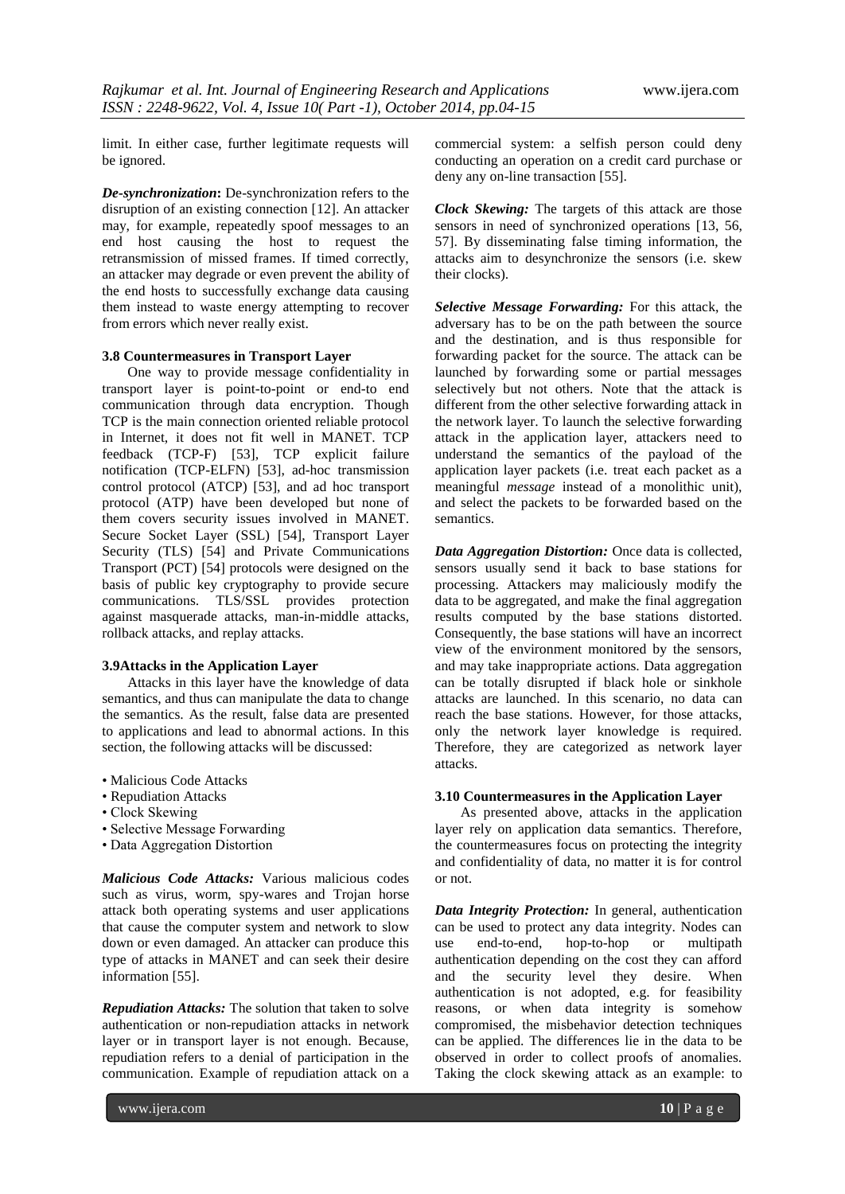limit. In either case, further legitimate requests will be ignored.

***De-synchronization*:** De-synchronization refers to the disruption of an existing connection [12]. An attacker may, for example, repeatedly spoof messages to an end host causing the host to request the retransmission of missed frames. If timed correctly, an attacker may degrade or even prevent the ability of the end hosts to successfully exchange data causing them instead to waste energy attempting to recover from errors which never really exist.

### 3.8 Countermeasures in Transport Layer

One way to provide message confidentiality in transport layer is point-to-point or end-to end communication through data encryption. Though TCP is the main connection oriented reliable protocol in Internet, it does not fit well in MANET. TCP feedback (TCP-F) [53], TCP explicit failure notification (TCP-ELFN) [53], ad-hoc transmission control protocol (ATCP) [53], and ad hoc transport protocol (ATP) have been developed but none of them covers security issues involved in MANET. Secure Socket Layer (SSL) [54], Transport Layer Security (TLS) [54] and Private Communications Transport (PCT) [54] protocols were designed on the basis of public key cryptography to provide secure communications. TLS/SSL provides protection against masquerade attacks, man-in-middle attacks, rollback attacks, and replay attacks.

### 3.9Attacks in the Application Layer

Attacks in this layer have the knowledge of data semantics, and thus can manipulate the data to change the semantics. As the result, false data are presented to applications and lead to abnormal actions. In this section, the following attacks will be discussed:

- Malicious Code Attacks
- Repudiation Attacks
- Clock Skewing
- Selective Message Forwarding
- Data Aggregation Distortion

***Malicious Code Attacks:*** Various malicious codes such as virus, worm, spy-wares and Trojan horse attack both operating systems and user applications that cause the computer system and network to slow down or even damaged. An attacker can produce this type of attacks in MANET and can seek their desire information [55].

***Repudiation Attacks:*** The solution that taken to solve authentication or non-repudiation attacks in network layer or in transport layer is not enough. Because, repudiation refers to a denial of participation in the communication. Example of repudiation attack on a commercial system: a selfish person could deny conducting an operation on a credit card purchase or deny any on-line transaction [55].

***Clock Skewing:*** The targets of this attack are those sensors in need of synchronized operations [13, 56, 57]. By disseminating false timing information, the attacks aim to desynchronize the sensors (i.e. skew their clocks).

***Selective Message Forwarding:*** For this attack, the adversary has to be on the path between the source and the destination, and is thus responsible for forwarding packet for the source. The attack can be launched by forwarding some or partial messages selectively but not others. Note that the attack is different from the other selective forwarding attack in the network layer. To launch the selective forwarding attack in the application layer, attackers need to understand the semantics of the payload of the application layer packets (i.e. treat each packet as a meaningful *message* instead of a monolithic unit), and select the packets to be forwarded based on the semantics.

***Data Aggregation Distortion:*** Once data is collected, sensors usually send it back to base stations for processing. Attackers may maliciously modify the data to be aggregated, and make the final aggregation results computed by the base stations distorted. Consequently, the base stations will have an incorrect view of the environment monitored by the sensors, and may take inappropriate actions. Data aggregation can be totally disrupted if black hole or sinkhole attacks are launched. In this scenario, no data can reach the base stations. However, for those attacks, only the network layer knowledge is required. Therefore, they are categorized as network layer attacks.

### 3.10 Countermeasures in the Application Layer

As presented above, attacks in the application layer rely on application data semantics. Therefore, the countermeasures focus on protecting the integrity and confidentiality of data, no matter it is for control or not.

***Data Integrity Protection:*** In general, authentication can be used to protect any data integrity. Nodes can use end-to-end, hop-to-hop or multipath authentication depending on the cost they can afford and the security level they desire. When authentication is not adopted, e.g. for feasibility reasons, or when data integrity is somehow compromised, the misbehavior detection techniques can be applied. The differences lie in the data to be observed in order to collect proofs of anomalies. Taking the clock skewing attack as an example: to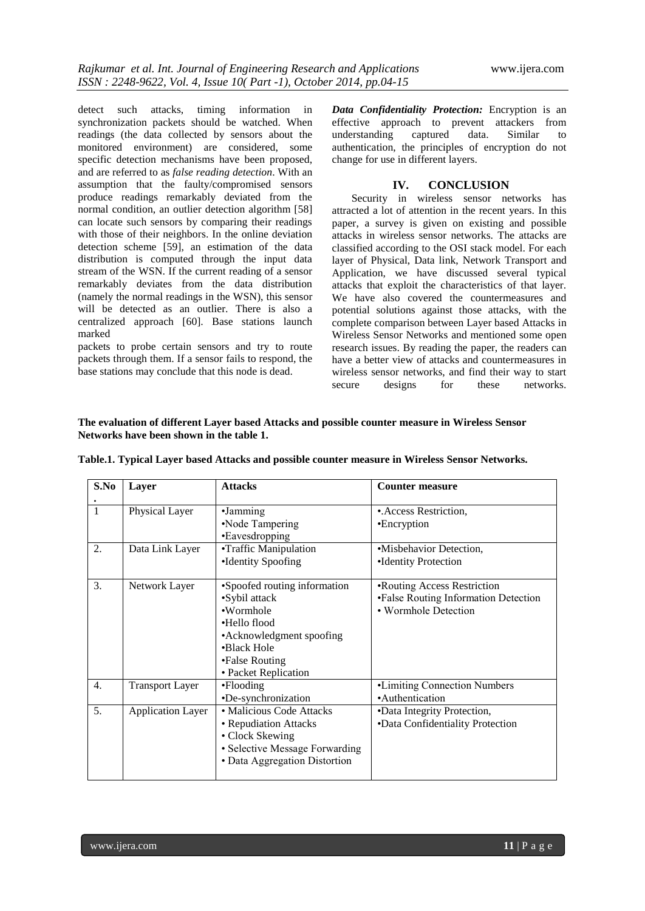detect such attacks, timing information in synchronization packets should be watched. When readings (the data collected by sensors about the monitored environment) are considered, some specific detection mechanisms have been proposed, and are referred to as *false reading detection*. With an assumption that the faulty/compromised sensors produce readings remarkably deviated from the normal condition, an outlier detection algorithm [58] can locate such sensors by comparing their readings with those of their neighbors. In the online deviation detection scheme [59], an estimation of the data distribution is computed through the input data stream of the WSN. If the current reading of a sensor remarkably deviates from the data distribution (namely the normal readings in the WSN), this sensor will be detected as an outlier. There is also a centralized approach [60]. Base stations launch marked

packets to probe certain sensors and try to route packets through them. If a sensor fails to respond, the base stations may conclude that this node is dead.

***Data Confidentiality Protection:*** Encryption is an effective approach to prevent attackers from understanding captured data. Similar to authentication, the principles of encryption do not change for use in different layers.

## IV. CONCLUSION

Security in wireless sensor networks has attracted a lot of attention in the recent years. In this paper, a survey is given on existing and possible attacks in wireless sensor networks. The attacks are classified according to the OSI stack model. For each layer of Physical, Data link, Network Transport and Application, we have discussed several typical attacks that exploit the characteristics of that layer. We have also covered the countermeasures and potential solutions against those attacks, with the complete comparison between Layer based Attacks in Wireless Sensor Networks and mentioned some open research issues. By reading the paper, the readers can have a better view of attacks and countermeasures in wireless sensor networks, and find their way to start secure designs for these networks.

**The evaluation of different Layer based Attacks and possible counter measure in Wireless Sensor Networks have been shown in the table 1.**

**Table.1. Typical Layer based Attacks and possible counter measure in Wireless Sensor Networks.**

| S.No. | Layer | Attacks | Counter measure |
|---|---|---|---|
| 1 | Physical Layer | •Jamming<br>•Node Tampering<br>•Eavesdropping | •.Access Restriction,<br>•Encryption |
| 2. | Data Link Layer | •Traffic Manipulation<br>•Identity Spoofing | •Misbehavior Detection,<br>•Identity Protection |
| 3. | Network Layer | •Spoofed routing information<br>•Sybil attack<br>•Wormhole<br>•Hello flood<br>•Acknowledgment spoofing<br>•Black Hole<br>•False Routing<br>• Packet Replication | •Routing Access Restriction<br>•False Routing Information Detection<br>• Wormhole Detection |
| 4. | Transport Layer | •Flooding<br>•De-synchronization | •Limiting Connection Numbers<br>•Authentication |
| 5. | Application Layer | • Malicious Code Attacks<br>• Repudiation Attacks<br>• Clock Skewing<br>• Selective Message Forwarding<br>• Data Aggregation Distortion | •Data Integrity Protection,<br>•Data Confidentiality Protection |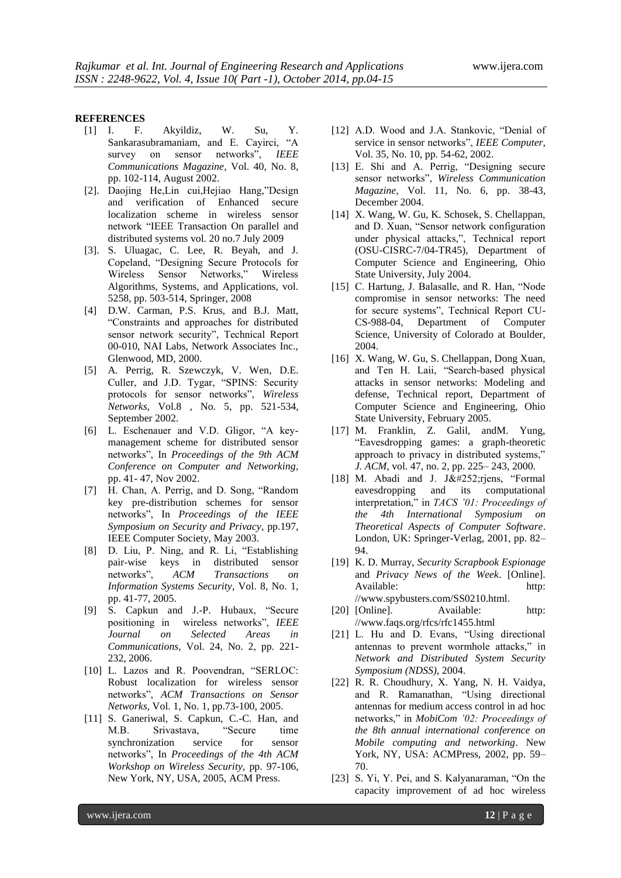## REFERENCES

[1] I. F. Akyildiz, W. Su, Y. Sankarasubramaniam, and E. Cayirci, "A survey on sensor networks", *IEEE Communications Magazine*, Vol. 40, No. 8, pp. 102-114, August 2002.

[2]. Daojing He,Lin cui,Hejiao Hang,"Design and verification of Enhanced secure localization scheme in wireless sensor network "IEEE Transaction On parallel and distributed systems vol. 20 no.7 July 2009

[3]. S. Uluagac, C. Lee, R. Beyah, and J. Copeland, "Designing Secure Protocols for Wireless Sensor Networks," Wireless Algorithms, Systems, and Applications, vol. 5258, pp. 503-514, Springer, 2008

[4] D.W. Carman, P.S. Krus, and B.J. Matt, "Constraints and approaches for distributed sensor network security", Technical Report 00-010, NAI Labs, Network Associates Inc., Glenwood, MD, 2000.

[5] A. Perrig, R. Szewczyk, V. Wen, D.E. Culler, and J.D. Tygar, "SPINS: Security protocols for sensor networks", *Wireless Networks*, Vol.8 , No. 5, pp. 521-534, September 2002.

[6] L. Eschenauer and V.D. Gligor, "A key-management scheme for distributed sensor networks", In *Proceedings of the 9th ACM Conference on Computer and Networking*, pp. 41- 47, Nov 2002.

[7] H. Chan, A. Perrig, and D. Song, "Random key pre-distribution schemes for sensor networks", In *Proceedings of the IEEE Symposium on Security and Privacy*, pp.197, IEEE Computer Society, May 2003.

[8] D. Liu, P. Ning, and R. Li, "Establishing pair-wise keys in distributed sensor networks", *ACM Transactions on Information Systems Security*, Vol. 8, No. 1, pp. 41-77, 2005.

[9] S. Capkun and J.-P. Hubaux, "Secure positioning in wireless networks", *IEEE Journal on Selected Areas in Communications*, Vol. 24, No. 2, pp. 221-232, 2006.

[10] L. Lazos and R. Poovendran, "SERLOC: Robust localization for wireless sensor networks", *ACM Transactions on Sensor Networks*, Vol. 1, No. 1, pp.73-100, 2005.

[11] S. Ganeriwal, S. Capkun, C.-C. Han, and M.B. Srivastava, "Secure time synchronization service for sensor networks", In *Proceedings of the 4th ACM Workshop on Wireless Security*, pp. 97-106, New York, NY, USA, 2005, ACM Press.

[12] A.D. Wood and J.A. Stankovic, "Denial of service in sensor networks", *IEEE Computer*, Vol. 35, No. 10, pp. 54-62, 2002.

[13] E. Shi and A. Perrig, "Designing secure sensor networks", *Wireless Communication Magazine*, Vol. 11, No. 6, pp. 38-43, December 2004.

[14] X. Wang, W. Gu, K. Schosek, S. Chellappan, and D. Xuan, "Sensor network configuration under physical attacks,", Technical report (OSU-CISRC-7/04-TR45), Department of Computer Science and Engineering, Ohio State University, July 2004.

[15] C. Hartung, J. Balasalle, and R. Han, "Node compromise in sensor networks: The need for secure systems", Technical Report CU-CS-988-04, Department of Computer Science, University of Colorado at Boulder, 2004.

[16] X. Wang, W. Gu, S. Chellappan, Dong Xuan, and Ten H. Laii, "Search-based physical attacks in sensor networks: Modeling and defense, Technical report, Department of Computer Science and Engineering, Ohio State University, February 2005.

[17] M. Franklin, Z. Galil, andM. Yung, "Eavesdropping games: a graph-theoretic approach to privacy in distributed systems," *J. ACM*, vol. 47, no. 2, pp. 225– 243, 2000.

[18] M. Abadi and J. J&#252;rjens, "Formal eavesdropping and its computational interpretation," in *TACS '01: Proceedings of the 4th International Symposium on Theoretical Aspects of Computer Software*. London, UK: Springer-Verlag, 2001, pp. 82–94.

[19] K. D. Murray, *Security Scrapbook Espionage* and *Privacy News of the Week*. [Online]. Available: http: //www.spybusters.com/SS0210.html.

[20] [Online]. Available: http: //www.faqs.org/rfcs/rfc1455.html

[21] L. Hu and D. Evans, "Using directional antennas to prevent wormhole attacks," in *Network and Distributed System Security Symposium (NDSS)*, 2004.

[22] R. R. Choudhury, X. Yang, N. H. Vaidya, and R. Ramanathan, "Using directional antennas for medium access control in ad hoc networks," in *MobiCom '02: Proceedings of the 8th annual international conference on Mobile computing and networking*. New York, NY, USA: ACMPress, 2002, pp. 59–70.

[23] S. Yi, Y. Pei, and S. Kalyanaraman, "On the capacity improvement of ad hoc wireless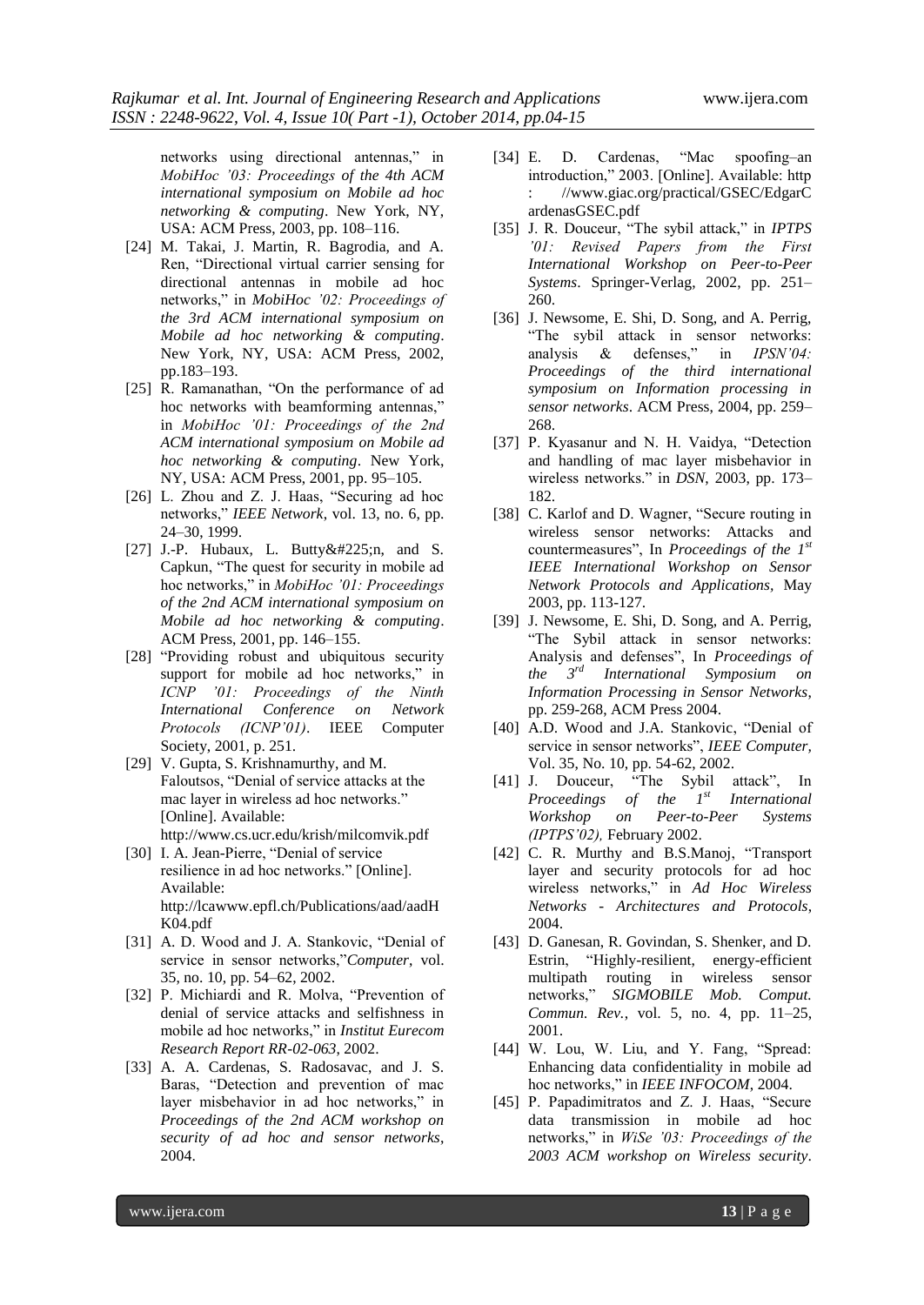networks using directional antennas," in *MobiHoc '03: Proceedings of the 4th ACM international symposium on Mobile ad hoc networking & computing*. New York, NY, USA: ACM Press, 2003, pp. 108–116.

[24] M. Takai, J. Martin, R. Bagrodia, and A. Ren, "Directional virtual carrier sensing for directional antennas in mobile ad hoc networks," in *MobiHoc '02: Proceedings of the 3rd ACM international symposium on Mobile ad hoc networking & computing*. New York, NY, USA: ACM Press, 2002, pp.183–193.

[25] R. Ramanathan, "On the performance of ad hoc networks with beamforming antennas," in *MobiHoc '01: Proceedings of the 2nd ACM international symposium on Mobile ad hoc networking & computing*. New York, NY, USA: ACM Press, 2001, pp. 95–105.

[26] L. Zhou and Z. J. Haas, "Securing ad hoc networks," *IEEE Network*, vol. 13, no. 6, pp. 24–30, 1999.

[27] J.-P. Hubaux, L. Butty&#225;n, and S. Capkun, "The quest for security in mobile ad hoc networks," in *MobiHoc '01: Proceedings of the 2nd ACM international symposium on Mobile ad hoc networking & computing*. ACM Press, 2001, pp. 146–155.

[28] "Providing robust and ubiquitous security support for mobile ad hoc networks," in *ICNP '01: Proceedings of the Ninth International Conference on Network Protocols (ICNP'01)*. IEEE Computer Society, 2001, p. 251.

[29] V. Gupta, S. Krishnamurthy, and M. Faloutsos, "Denial of service attacks at the mac layer in wireless ad hoc networks." [Online]. Available: http://www.cs.ucr.edu/krish/milcomvik.pdf

[30] I. A. Jean-Pierre, "Denial of service resilience in ad hoc networks." [Online]. Available: http://lcawww.epfl.ch/Publications/aad/aadHK04.pdf

[31] A. D. Wood and J. A. Stankovic, "Denial of service in sensor networks,"*Computer*, vol. 35, no. 10, pp. 54–62, 2002.

[32] P. Michiardi and R. Molva, "Prevention of denial of service attacks and selfishness in mobile ad hoc networks," in *Institut Eurecom Research Report RR-02-063*, 2002.

[33] A. A. Cardenas, S. Radosavac, and J. S. Baras, "Detection and prevention of mac layer misbehavior in ad hoc networks," in *Proceedings of the 2nd ACM workshop on security of ad hoc and sensor networks*, 2004.

[34] E. D. Cardenas, "Mac spoofing–an introduction," 2003. [Online]. Available: http : //www.giac.org/practical/GSEC/EdgarCardenasGSEC.pdf

[35] J. R. Douceur, "The sybil attack," in *IPTPS '01: Revised Papers from the First International Workshop on Peer-to-Peer Systems*. Springer-Verlag, 2002, pp. 251–260.

[36] J. Newsome, E. Shi, D. Song, and A. Perrig, "The sybil attack in sensor networks: analysis & defenses," in *IPSN'04: Proceedings of the third international symposium on Information processing in sensor networks*. ACM Press, 2004, pp. 259–268.

[37] P. Kyasanur and N. H. Vaidya, "Detection and handling of mac layer misbehavior in wireless networks." in *DSN*, 2003, pp. 173–182.

[38] C. Karlof and D. Wagner, "Secure routing in wireless sensor networks: Attacks and countermeasures", In *Proceedings of the 1st IEEE International Workshop on Sensor Network Protocols and Applications,* May 2003, pp. 113-127.

[39] J. Newsome, E. Shi, D. Song, and A. Perrig, "The Sybil attack in sensor networks: Analysis and defenses", In *Proceedings of the 3rd International Symposium on Information Processing in Sensor Networks*, pp. 259-268, ACM Press 2004.

[40] A.D. Wood and J.A. Stankovic, "Denial of service in sensor networks", *IEEE Computer,* Vol. 35, No. 10, pp. 54-62, 2002.

[41] J. Douceur, "The Sybil attack", In *Proceedings of the 1st International Workshop on Peer-to-Peer Systems (IPTPS'02),* February 2002.

[42] C. R. Murthy and B.S.Manoj, "Transport layer and security protocols for ad hoc wireless networks," in *Ad Hoc Wireless Networks - Architectures and Protocols*, 2004.

[43] D. Ganesan, R. Govindan, S. Shenker, and D. Estrin, "Highly-resilient, energy-efficient multipath routing in wireless sensor networks," *SIGMOBILE Mob. Comput. Commun. Rev.*, vol. 5, no. 4, pp. 11–25, 2001.

[44] W. Lou, W. Liu, and Y. Fang, "Spread: Enhancing data confidentiality in mobile ad hoc networks," in *IEEE INFOCOM*, 2004.

[45] P. Papadimitratos and Z. J. Haas, "Secure data transmission in mobile ad hoc networks," in *WiSe '03: Proceedings of the 2003 ACM workshop on Wireless security*.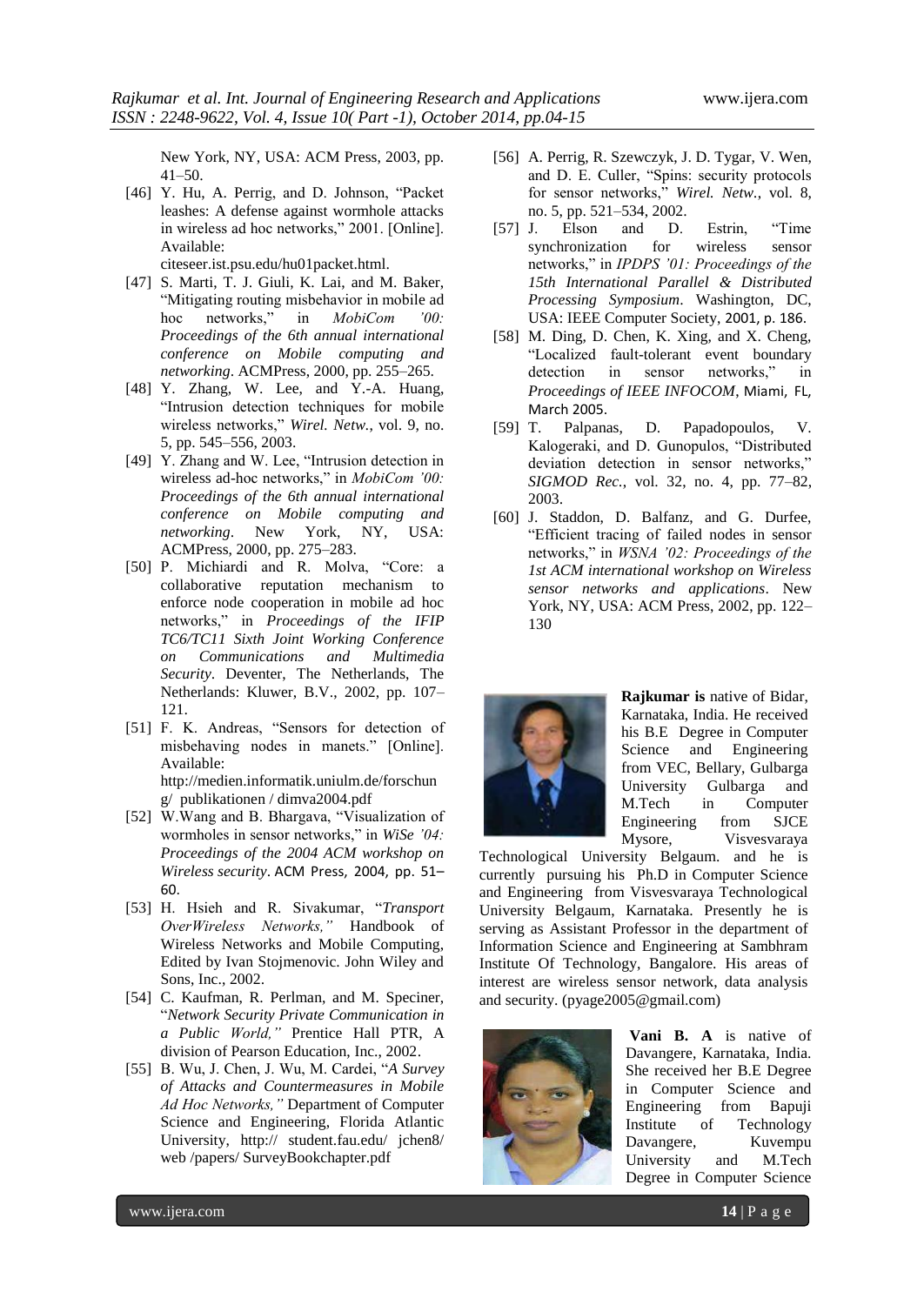New York, NY, USA: ACM Press, 2003, pp. 41–50.

[46] Y. Hu, A. Perrig, and D. Johnson, "Packet leashes: A defense against wormhole attacks in wireless ad hoc networks," 2001. [Online]. Available: citeseer.ist.psu.edu/hu01packet.html.

[47] S. Marti, T. J. Giuli, K. Lai, and M. Baker, "Mitigating routing misbehavior in mobile ad hoc networks," in *MobiCom '00: Proceedings of the 6th annual international conference on Mobile computing and networking*. ACMPress, 2000, pp. 255–265.

[48] Y. Zhang, W. Lee, and Y.-A. Huang, "Intrusion detection techniques for mobile wireless networks," *Wirel. Netw.*, vol. 9, no. 5, pp. 545–556, 2003.

[49] Y. Zhang and W. Lee, "Intrusion detection in wireless ad-hoc networks," in *MobiCom '00: Proceedings of the 6th annual international conference on Mobile computing and networking*. New York, NY, USA: ACMPress, 2000, pp. 275–283.

[50] P. Michiardi and R. Molva, "Core: a collaborative reputation mechanism to enforce node cooperation in mobile ad hoc networks," in *Proceedings of the IFIP TC6/TC11 Sixth Joint Working Conference on Communications and Multimedia Security*. Deventer, The Netherlands, The Netherlands: Kluwer, B.V., 2002, pp. 107–121.

[51] F. K. Andreas, "Sensors for detection of misbehaving nodes in manets." [Online]. Available: http://medien.informatik.uniulm.de/forschung/ publikationen / dimva2004.pdf

[52] W.Wang and B. Bhargava, "Visualization of wormholes in sensor networks," in *WiSe '04: Proceedings of the 2004 ACM workshop on Wireless security*. ACM Press, 2004, pp. 51–60.

[53] H. Hsieh and R. Sivakumar, "*Transport OverWireless Networks,"* Handbook of Wireless Networks and Mobile Computing, Edited by Ivan Stojmenovic. John Wiley and Sons, Inc., 2002.

[54] C. Kaufman, R. Perlman, and M. Speciner, "*Network Security Private Communication in a Public World,"* Prentice Hall PTR, A division of Pearson Education, Inc., 2002.

[55] B. Wu, J. Chen, J. Wu, M. Cardei, "*A Survey of Attacks and Countermeasures in Mobile Ad Hoc Networks,"* Department of Computer Science and Engineering, Florida Atlantic University, http:// student.fau.edu/ jchen8/ web /papers/ SurveyBookchapter.pdf

[56] A. Perrig, R. Szewczyk, J. D. Tygar, V. Wen, and D. E. Culler, "Spins: security protocols for sensor networks," *Wirel. Netw.*, vol. 8, no. 5, pp. 521–534, 2002.

[57] J. Elson and D. Estrin, "Time synchronization for wireless sensor networks," in *IPDPS '01: Proceedings of the 15th International Parallel & Distributed Processing Symposium*. Washington, DC, USA: IEEE Computer Society, 2001, p. 186.

[58] M. Ding, D. Chen, K. Xing, and X. Cheng, "Localized fault-tolerant event boundary detection in sensor networks," in *Proceedings of IEEE INFOCOM*, Miami, FL, March 2005.

[59] T. Palpanas, D. Papadopoulos, V. Kalogeraki, and D. Gunopulos, "Distributed deviation detection in sensor networks," *SIGMOD Rec.*, vol. 32, no. 4, pp. 77–82, 2003.

[60] J. Staddon, D. Balfanz, and G. Durfee, "Efficient tracing of failed nodes in sensor networks," in *WSNA '02: Proceedings of the 1st ACM international workshop on Wireless sensor networks and applications*. New York, NY, USA: ACM Press, 2002, pp. 122–130

**Rajkumar is** native of Bidar, Karnataka, India. He received his B.E Degree in Computer Science and Engineering from VEC, Bellary, Gulbarga University Gulbarga and M.Tech in Computer Engineering from SJCE Mysore, Visvesvaraya Technological University Belgaum. and he is currently pursuing his Ph.D in Computer Science and Engineering from Visvesvaraya Technological University Belgaum, Karnataka. Presently he is serving as Assistant Professor in the department of Information Science and Engineering at Sambhram Institute Of Technology, Bangalore. His areas of interest are wireless sensor network, data analysis and security. (pyage2005@gmail.com)

**Vani B. A** is native of Davangere, Karnataka, India. She received her B.E Degree in Computer Science and Engineering from Bapuji Institute of Technology Davangere, Kuvempu University and M.Tech Degree in Computer Science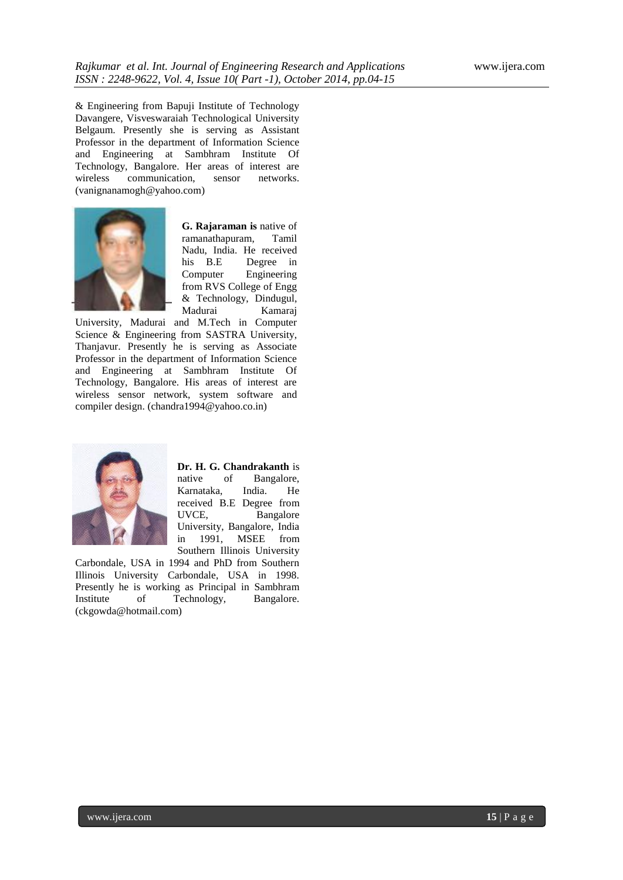& Engineering from Bapuji Institute of Technology Davangere, Visveswaraiah Technological University Belgaum. Presently she is serving as Assistant Professor in the department of Information Science and Engineering at Sambhram Institute Of Technology, Bangalore. Her areas of interest are wireless communication, sensor networks. (vanignanamogh@yahoo.com)

**G. Rajaraman is** native of ramanathapuram, Tamil Nadu, India. He received his B.E Degree in Computer Engineering from RVS College of Engg & Technology, Dindugul, Madurai Kamaraj University, Madurai and M.Tech in Computer Science & Engineering from SASTRA University, Thanjavur. Presently he is serving as Associate Professor in the department of Information Science and Engineering at Sambhram Institute Of Technology, Bangalore. His areas of interest are wireless sensor network, system software and compiler design. (chandra1994@yahoo.co.in)

**Dr. H. G. Chandrakanth** is native of Bangalore, Karnataka, India. He received B.E Degree from UVCE, Bangalore University, Bangalore, India in 1991, MSEE from Southern Illinois University Carbondale, USA in 1994 and PhD from Southern Illinois University Carbondale, USA in 1998. Presently he is working as Principal in Sambhram Institute of Technology, Bangalore. (ckgowda@hotmail.com)